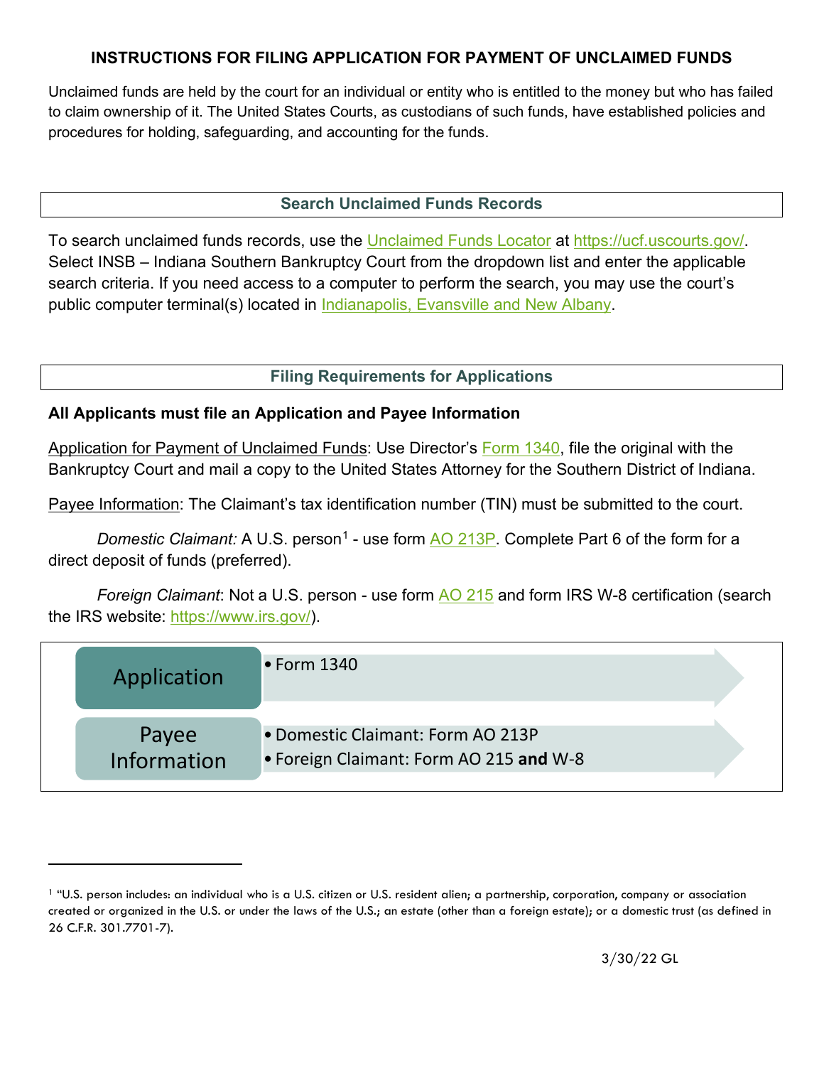# INSTRUCTIONS FOR FILING APPLICATION FOR PAYMENT OF UNCLAIMED FUNDS

Unclaimed funds are held by the court for an individual or entity who is entitled to the money but who has failed to claim ownership of it. The United States Courts, as custodians of such funds, have established policies and procedures for holding, safeguarding, and accounting for the funds.

## Search Unclaimed Funds Records

To search unclaimed funds records, use the Unclaimed Funds Locator at https://ucf.uscourts.gov/. Select INSB – Indiana Southern Bankruptcy Court from the dropdown list and enter the applicable search criteria. If you need access to a computer to perform the search, you may use the court's public computer terminal(s) located in Indianapolis, Evansville and New Albany.

## Filing Requirements for Applications

### All Applicants must file an Application and Payee Information

Application for Payment of Unclaimed Funds: Use Director's Form 1340, file the original with the Bankruptcy Court and mail a copy to the United States Attorney for the Southern District of Indiana.

Payee Information: The Claimant's tax identification number (TIN) must be submitted to the court.

*Domestic Claimant:* A U.S. person[1] - use form AO 213P. Complete Part 6 of the form for a direct deposit of funds (preferred).

*Foreign Claimant*: Not a U.S. person - use form AO 215 and form IRS W-8 certification (search the IRS website: https://www.irs.gov/).

| | |
|---|---|
| Application | • Form 1340 |
| Payee Information | • Domestic Claimant: Form AO 213P<br>• Foreign Claimant: Form AO 215 **and** W-8 |

[1] "U.S. person includes: an individual who is a U.S. citizen or U.S. resident alien; a partnership, corporation, company or association created or organized in the U.S. or under the laws of the U.S.; an estate (other than a foreign estate); or a domestic trust (as defined in 26 C.F.R. 301.7701-7).

3/30/22 GL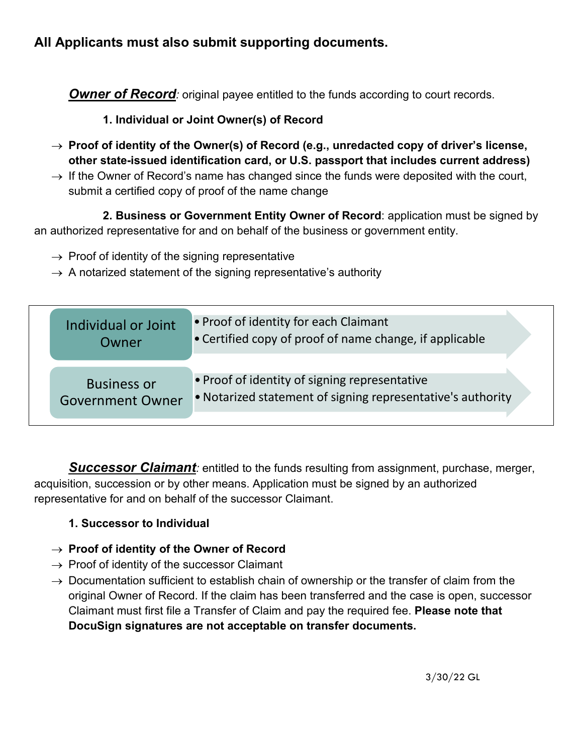## All Applicants must also submit supporting documents.

***Owner of Record****:* original payee entitled to the funds according to court records.

**1. Individual or Joint Owner(s) of Record**

- → **Proof of identity of the Owner(s) of Record (e.g., unredacted copy of driver's license, other state-issued identification card, or U.S. passport that includes current address)**
- → If the Owner of Record's name has changed since the funds were deposited with the court, submit a certified copy of proof of the name change

**2. Business or Government Entity Owner of Record**: application must be signed by an authorized representative for and on behalf of the business or government entity.

- → Proof of identity of the signing representative
- → A notarized statement of the signing representative's authority

| Owner Type | Required Documents |
|---|---|
| Individual or Joint Owner | • Proof of identity for each Claimant<br>• Certified copy of proof of name change, if applicable |
| Business or Government Owner | • Proof of identity of signing representative<br>• Notarized statement of signing representative's authority |

***Successor Claimant****:* entitled to the funds resulting from assignment, purchase, merger, acquisition, succession or by other means. Application must be signed by an authorized representative for and on behalf of the successor Claimant.

**1. Successor to Individual**

- → **Proof of identity of the Owner of Record**
- → Proof of identity of the successor Claimant
- → Documentation sufficient to establish chain of ownership or the transfer of claim from the original Owner of Record. If the claim has been transferred and the case is open, successor Claimant must first file a Transfer of Claim and pay the required fee. **Please note that DocuSign signatures are not acceptable on transfer documents.**

3/30/22 GL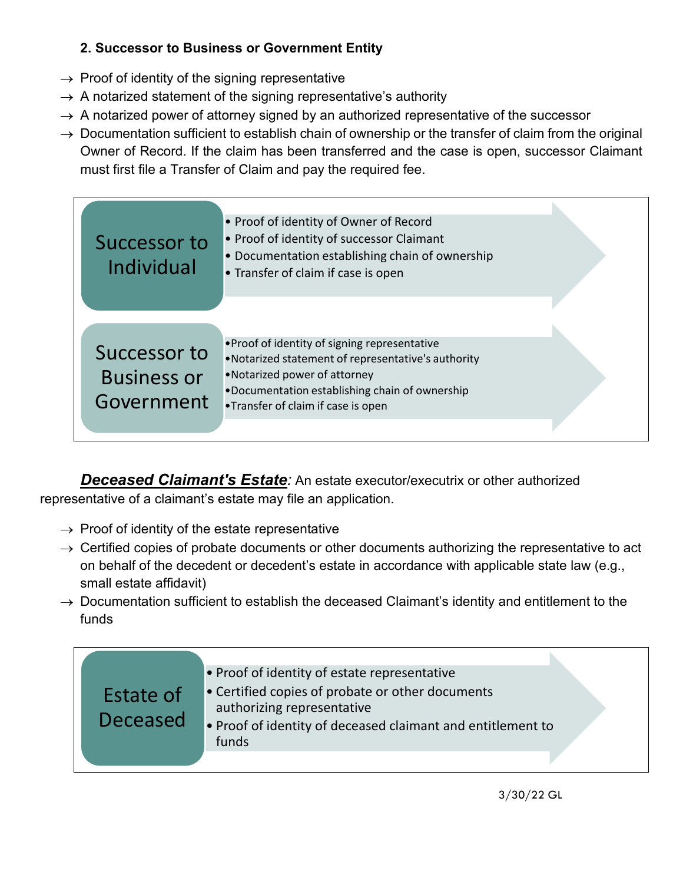**2. Successor to Business or Government Entity**

- → Proof of identity of the signing representative
- → A notarized statement of the signing representative's authority
- → A notarized power of attorney signed by an authorized representative of the successor
- → Documentation sufficient to establish chain of ownership or the transfer of claim from the original Owner of Record. If the claim has been transferred and the case is open, successor Claimant must first file a Transfer of Claim and pay the required fee.

| | |
|---|---|
| Successor to Individual | • Proof of identity of Owner of Record<br>• Proof of identity of successor Claimant<br>• Documentation establishing chain of ownership<br>• Transfer of claim if case is open |
| Successor to Business or Government | • Proof of identity of signing representative<br>• Notarized statement of representative's authority<br>• Notarized power of attorney<br>• Documentation establishing chain of ownership<br>• Transfer of claim if case is open |

***Deceased Claimant's Estate****:* An estate executor/executrix or other authorized representative of a claimant's estate may file an application.

- → Proof of identity of the estate representative
- → Certified copies of probate documents or other documents authorizing the representative to act on behalf of the decedent or decedent's estate in accordance with applicable state law (e.g., small estate affidavit)
- → Documentation sufficient to establish the deceased Claimant's identity and entitlement to the funds

| | |
|---|---|
| Estate of Deceased | • Proof of identity of estate representative<br>• Certified copies of probate or other documents authorizing representative<br>• Proof of identity of deceased claimant and entitlement to funds |

3/30/22 GL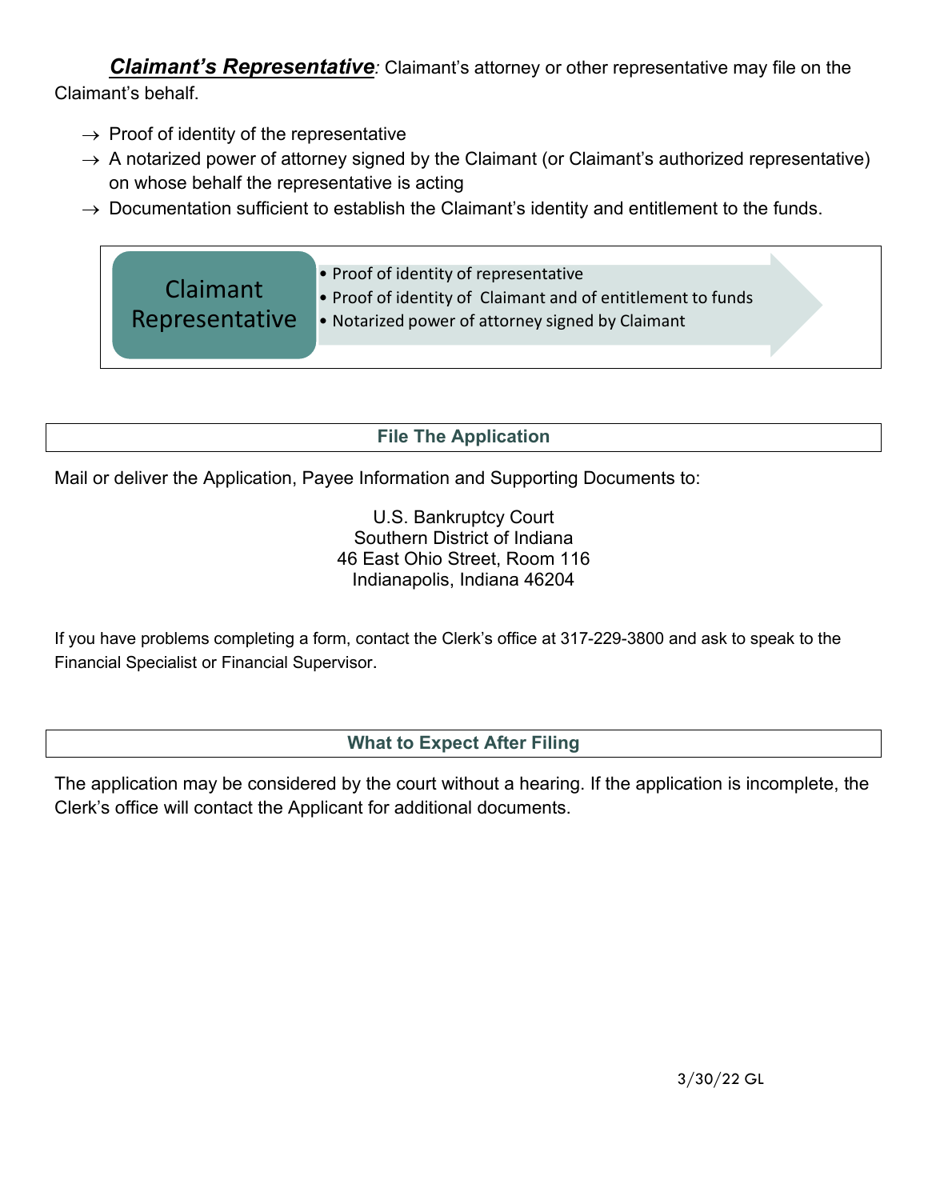***Claimant's Representative***: Claimant's attorney or other representative may file on the Claimant's behalf.

→ Proof of identity of the representative
→ A notarized power of attorney signed by the Claimant (or Claimant's authorized representative) on whose behalf the representative is acting
→ Documentation sufficient to establish the Claimant's identity and entitlement to the funds.

Claimant Representative

- Proof of identity of representative
- Proof of identity of Claimant and of entitlement to funds
- Notarized power of attorney signed by Claimant

## File The Application

Mail or deliver the Application, Payee Information and Supporting Documents to:

U.S. Bankruptcy Court
Southern District of Indiana
46 East Ohio Street, Room 116
Indianapolis, Indiana 46204

If you have problems completing a form, contact the Clerk's office at 317-229-3800 and ask to speak to the Financial Specialist or Financial Supervisor.

## What to Expect After Filing

The application may be considered by the court without a hearing. If the application is incomplete, the Clerk's office will contact the Applicant for additional documents.

3/30/22 GL